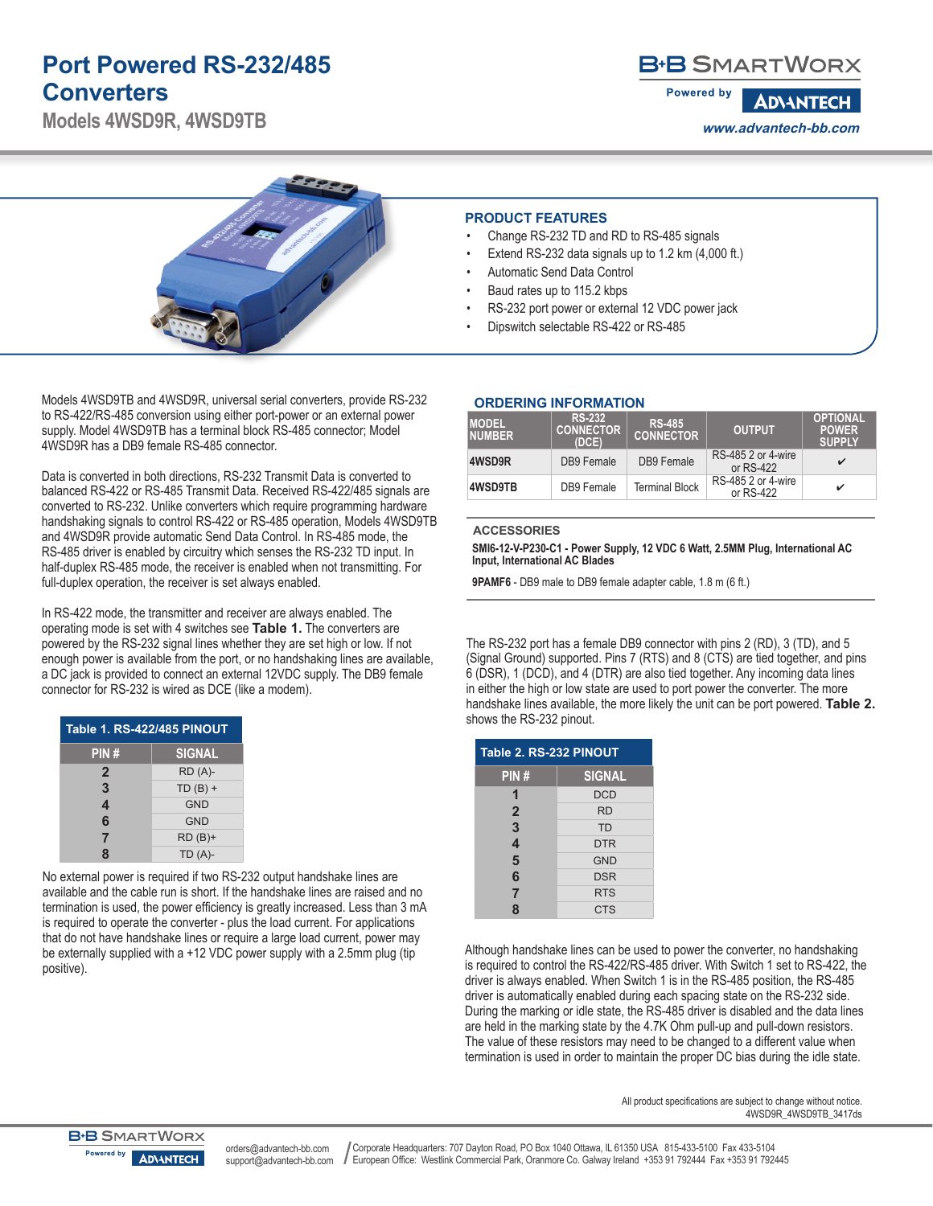# Port Powered RS-232/485 Converters

## Models 4WSD9R, 4WSD9TB

B+B SmartWorx
Powered by ADVANTECH
www.advantech-bb.com

### PRODUCT FEATURES

- Change RS-232 TD and RD to RS-485 signals
- Extend RS-232 data signals up to 1.2 km (4,000 ft.)
- Automatic Send Data Control
- Baud rates up to 115.2 kbps
- RS-232 port power or external 12 VDC power jack
- Dipswitch selectable RS-422 or RS-485

Models 4WSD9TB and 4WSD9R, universal serial converters, provide RS-232 to RS-422/RS-485 conversion using either port-power or an external power supply. Model 4WSD9TB has a terminal block RS-485 connector; Model 4WSD9R has a DB9 female RS-485 connector.

Data is converted in both directions, RS-232 Transmit Data is converted to balanced RS-422 or RS-485 Transmit Data. Received RS-422/485 signals are converted to RS-232. Unlike converters which require programming hardware handshaking signals to control RS-422 or RS-485 operation, Models 4WSD9TB and 4WSD9R provide automatic Send Data Control. In RS-485 mode, the RS-485 driver is enabled by circuitry which senses the RS-232 TD input. In half-duplex RS-485 mode, the receiver is enabled when not transmitting. For full-duplex operation, the receiver is set always enabled.

In RS-422 mode, the transmitter and receiver are always enabled. The operating mode is set with 4 switches see **Table 1.** The converters are powered by the RS-232 signal lines whether they are set high or low. If not enough power is available from the port, or no handshaking lines are available, a DC jack is provided to connect an external 12VDC supply. The DB9 female connector for RS-232 is wired as DCE (like a modem).

**Table 1. RS-422/485 PINOUT**

| PIN # | SIGNAL |
|---|---|
| 2 | RD (A)- |
| 3 | TD (B) + |
| 4 | GND |
| 6 | GND |
| 7 | RD (B)+ |
| 8 | TD (A)- |

No external power is required if two RS-232 output handshake lines are available and the cable run is short. If the handshake lines are raised and no termination is used, the power efficiency is greatly increased. Less than 3 mA is required to operate the converter - plus the load current. For applications that do not have handshake lines or require a large load current, power may be externally supplied with a +12 VDC power supply with a 2.5mm plug (tip positive).

### ORDERING INFORMATION

| MODEL NUMBER | RS-232 CONNECTOR (DCE) | RS-485 CONNECTOR | OUTPUT | OPTIONAL POWER SUPPLY |
|---|---|---|---|---|
| 4WSD9R | DB9 Female | DB9 Female | RS-485 2 or 4-wire or RS-422 | ✔ |
| 4WSD9TB | DB9 Female | Terminal Block | RS-485 2 or 4-wire or RS-422 | ✔ |

### ACCESSORIES

**SMI6-12-V-P230-C1 - Power Supply, 12 VDC 6 Watt, 2.5MM Plug, International AC Input, International AC Blades**

**9PAMF6** - DB9 male to DB9 female adapter cable, 1.8 m (6 ft.)

The RS-232 port has a female DB9 connector with pins 2 (RD), 3 (TD), and 5 (Signal Ground) supported. Pins 7 (RTS) and 8 (CTS) are tied together, and pins 6 (DSR), 1 (DCD), and 4 (DTR) are also tied together. Any incoming data lines in either the high or low state are used to port power the converter. The more handshake lines available, the more likely the unit can be port powered. **Table 2.** shows the RS-232 pinout.

**Table 2. RS-232 PINOUT**

| PIN # | SIGNAL |
|---|---|
| 1 | DCD |
| 2 | RD |
| 3 | TD |
| 4 | DTR |
| 5 | GND |
| 6 | DSR |
| 7 | RTS |
| 8 | CTS |

Although handshake lines can be used to power the converter, no handshaking is required to control the RS-422/RS-485 driver. With Switch 1 set to RS-422, the driver is always enabled. When Switch 1 is in the RS-485 position, the RS-485 driver is automatically enabled during each spacing state on the RS-232 side. During the marking or idle state, the RS-485 driver is disabled and the data lines are held in the marking state by the 4.7K Ohm pull-up and pull-down resistors. The value of these resistors may need to be changed to a different value when termination is used in order to maintain the proper DC bias during the idle state.

All product specifications are subject to change without notice.
4WSD9R_4WSD9TB_3417ds

orders@advantech-bb.com
support@advantech-bb.com

Corporate Headquarters: 707 Dayton Road, PO Box 1040 Ottawa, IL 61350 USA 815-433-5100 Fax 433-5104
European Office: Westlink Commercial Park, Oranmore Co. Galway Ireland +353 91 792444 Fax +353 91 792445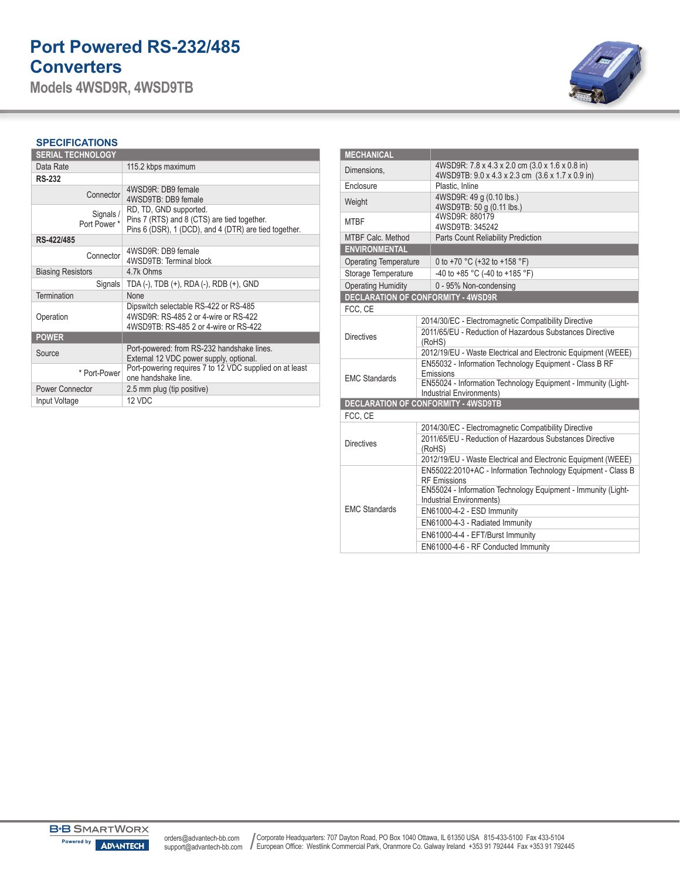# Port Powered RS-232/485 Converters

## Models 4WSD9R, 4WSD9TB

## SPECIFICATIONS

| SERIAL TECHNOLOGY | |
|---|---|
| Data Rate | 115.2 kbps maximum |
| **RS-232** | |
| Connector | 4WSD9R: DB9 female<br>4WSD9TB: DB9 female |
| Signals / Port Power * | RD, TD, GND supported.<br>Pins 7 (RTS) and 8 (CTS) are tied together.<br>Pins 6 (DSR), 1 (DCD), and 4 (DTR) are tied together. |
| **RS-422/485** | |
| Connector | 4WSD9R: DB9 female<br>4WSD9TB: Terminal block |
| Biasing Resistors | 4.7k Ohms |
| Signals | TDA (-), TDB (+), RDA (-), RDB (+), GND |
| Termination | None |
| Operation | Dipswitch selectable RS-422 or RS-485<br>4WSD9R: RS-485 2 or 4-wire or RS-422<br>4WSD9TB: RS-485 2 or 4-wire or RS-422 |
| **POWER** | |
| Source | Port-powered: from RS-232 handshake lines.<br>External 12 VDC power supply, optional. |
| * Port-Power | Port-powering requires 7 to 12 VDC supplied on at least one handshake line. |
| Power Connector | 2.5 mm plug (tip positive) |
| Input Voltage | 12 VDC |

| MECHANICAL | |
|---|---|
| Dimensions, | 4WSD9R: 7.8 x 4.3 x 2.0 cm (3.0 x 1.6 x 0.8 in)<br>4WSD9TB: 9.0 x 4.3 x 2.3 cm (3.6 x 1.7 x 0.9 in) |
| Enclosure | Plastic, Inline |
| Weight | 4WSD9R: 49 g (0.10 lbs.)<br>4WSD9TB: 50 g (0.11 lbs.) |
| MTBF | 4WSD9R: 880179<br>4WSD9TB: 345242 |
| MTBF Calc. Method | Parts Count Reliability Prediction |
| **ENVIRONMENTAL** | |
| Operating Temperature | 0 to +70 °C (+32 to +158 °F) |
| Storage Temperature | -40 to +85 °C (-40 to +185 °F) |
| Operating Humidity | 0 - 95% Non-condensing |

| DECLARATION OF CONFORMITY - 4WSD9R | |
|---|---|
| FCC, CE | |
| Directives | 2014/30/EC - Electromagnetic Compatibility Directive |
| | 2011/65/EU - Reduction of Hazardous Substances Directive (RoHS) |
| | 2012/19/EU - Waste Electrical and Electronic Equipment (WEEE) |
| EMC Standards | EN55032 - Information Technology Equipment - Class B RF Emissions |
| | EN55024 - Information Technology Equipment - Immunity (Light-Industrial Environments) |

| DECLARATION OF CONFORMITY - 4WSD9TB | |
|---|---|
| FCC, CE | |
| Directives | 2014/30/EC - Electromagnetic Compatibility Directive |
| | 2011/65/EU - Reduction of Hazardous Substances Directive (RoHS) |
| | 2012/19/EU - Waste Electrical and Electronic Equipment (WEEE) |
| EMC Standards | EN55022:2010+AC - Information Technology Equipment - Class B RF Emissions |
| | EN55024 - Information Technology Equipment - Immunity (Light-Industrial Environments) |
| | EN61000-4-2 - ESD Immunity |
| | EN61000-4-3 - Radiated Immunity |
| | EN61000-4-4 - EFT/Burst Immunity |
| | EN61000-4-6 - RF Conducted Immunity |

B+B SmartWorx Powered by Advantech

orders@advantech-bb.com
support@advantech-bb.com

Corporate Headquarters: 707 Dayton Road, PO Box 1040 Ottawa, IL 61350 USA 815-433-5100 Fax 433-5104
European Office: Westlink Commercial Park, Oranmore Co. Galway Ireland +353 91 792444 Fax +353 91 792445